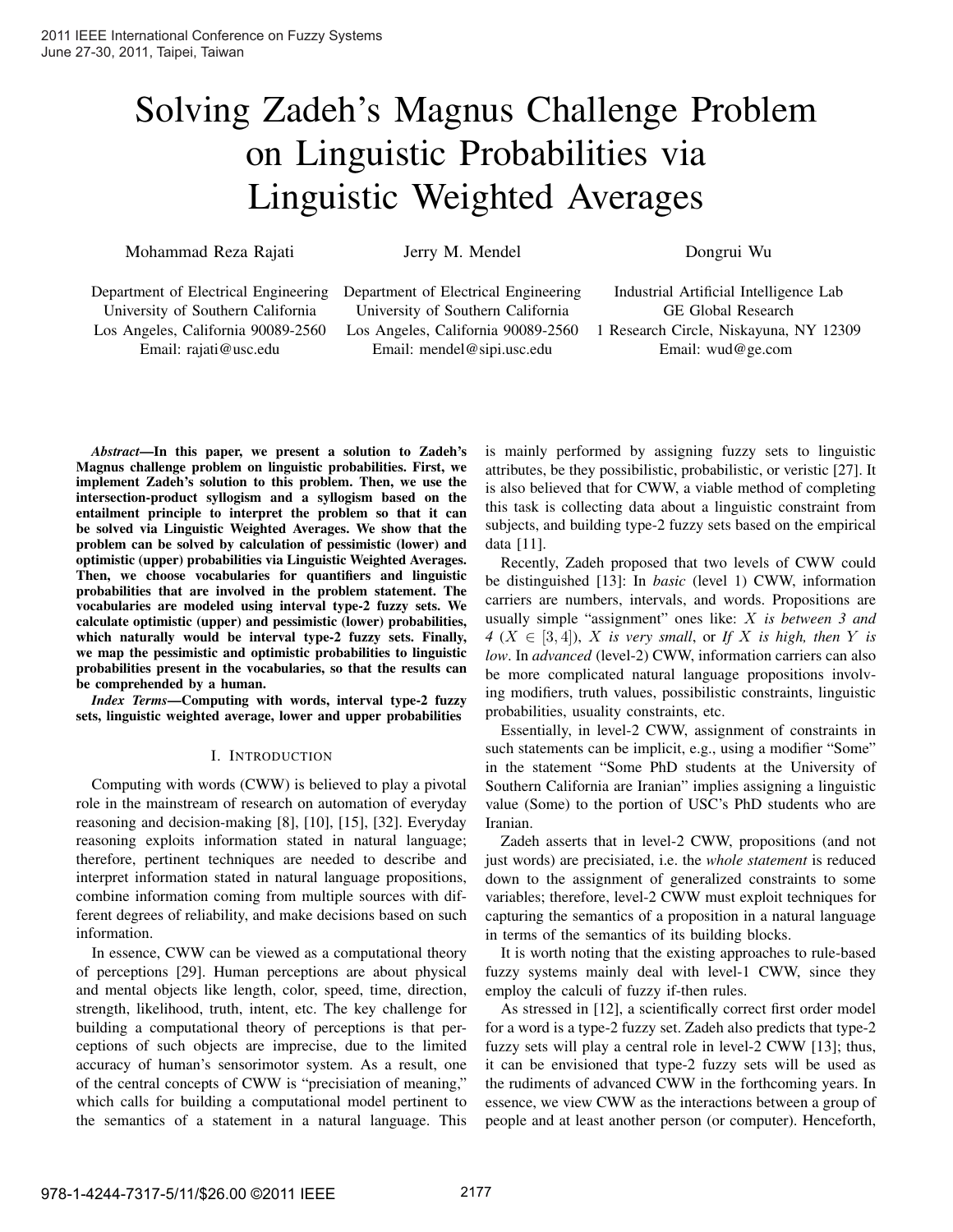# Solving Zadeh's Magnus Challenge Problem on Linguistic Probabilities via Linguistic Weighted Averages

Mohammad Reza Rajati
Department of Electrical Engineering
University of Southern California
Los Angeles, California 90089-2560
Email: rajati@usc.edu

Jerry M. Mendel
Department of Electrical Engineering
University of Southern California
Los Angeles, California 90089-2560
Email: mendel@sipi.usc.edu

Dongrui Wu
Industrial Artificial Intelligence Lab
GE Global Research
1 Research Circle, Niskayuna, NY 12309
Email: wud@ge.com

***Abstract*—In this paper, we present a solution to Zadeh's Magnus challenge problem on linguistic probabilities. First, we implement Zadeh's solution to this problem. Then, we use the intersection-product syllogism and a syllogism based on the entailment principle to interpret the problem so that it can be solved via Linguistic Weighted Averages. We show that the problem can be solved by calculation of pessimistic (lower) and optimistic (upper) probabilities via Linguistic Weighted Averages. Then, we choose vocabularies for quantifiers and linguistic probabilities that are involved in the problem statement. The vocabularies are modeled using interval type-2 fuzzy sets. We calculate optimistic (upper) and pessimistic (lower) probabilities, which naturally would be interval type-2 fuzzy sets. Finally, we map the pessimistic and optimistic probabilities to linguistic probabilities present in the vocabularies, so that the results can be comprehended by a human.**

***Index Terms*—Computing with words, interval type-2 fuzzy sets, linguistic weighted average, lower and upper probabilities**

## I. Introduction

Computing with words (CWW) is believed to play a pivotal role in the mainstream of research on automation of everyday reasoning and decision-making [8], [10], [15], [32]. Everyday reasoning exploits information stated in natural language; therefore, pertinent techniques are needed to describe and interpret information stated in natural language propositions, combine information coming from multiple sources with different degrees of reliability, and make decisions based on such information.

In essence, CWW can be viewed as a computational theory of perceptions [29]. Human perceptions are about physical and mental objects like length, color, speed, time, direction, strength, likelihood, truth, intent, etc. The key challenge for building a computational theory of perceptions is that perceptions of such objects are imprecise, due to the limited accuracy of human's sensorimotor system. As a result, one of the central concepts of CWW is "precisiation of meaning," which calls for building a computational model pertinent to the semantics of a statement in a natural language. This is mainly performed by assigning fuzzy sets to linguistic attributes, be they possibilistic, probabilistic, or veristic [27]. It is also believed that for CWW, a viable method of completing this task is collecting data about a linguistic constraint from subjects, and building type-2 fuzzy sets based on the empirical data [11].

Recently, Zadeh proposed that two levels of CWW could be distinguished [13]: In *basic* (level 1) CWW, information carriers are numbers, intervals, and words. Propositions are usually simple "assignment" ones like: *$X$ is between 3 and 4* ($X \in [3, 4]$), *$X$ is very small*, or *If $X$ is high, then $Y$ is low*. In *advanced* (level-2) CWW, information carriers can also be more complicated natural language propositions involving modifiers, truth values, possibilistic constraints, linguistic probabilities, usuality constraints, etc.

Essentially, in level-2 CWW, assignment of constraints in such statements can be implicit, e.g., using a modifier "Some" in the statement "Some PhD students at the University of Southern California are Iranian" implies assigning a linguistic value (Some) to the portion of USC's PhD students who are Iranian.

Zadeh asserts that in level-2 CWW, propositions (and not just words) are precisiated, i.e. the *whole statement* is reduced down to the assignment of generalized constraints to some variables; therefore, level-2 CWW must exploit techniques for capturing the semantics of a proposition in a natural language in terms of the semantics of its building blocks.

It is worth noting that the existing approaches to rule-based fuzzy systems mainly deal with level-1 CWW, since they employ the calculi of fuzzy if-then rules.

As stressed in [12], a scientifically correct first order model for a word is a type-2 fuzzy set. Zadeh also predicts that type-2 fuzzy sets will play a central role in level-2 CWW [13]; thus, it can be envisioned that type-2 fuzzy sets will be used as the rudiments of advanced CWW in the forthcoming years. In essence, we view CWW as the interactions between a group of people and at least another person (or computer). Henceforth,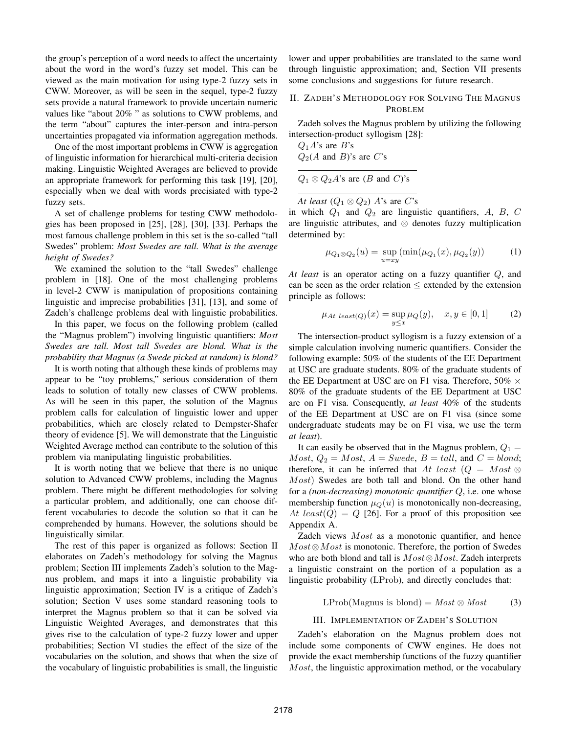the group's perception of a word needs to affect the uncertainty about the word in the word's fuzzy set model. This can be viewed as the main motivation for using type-2 fuzzy sets in CWW. Moreover, as will be seen in the sequel, type-2 fuzzy sets provide a natural framework to provide uncertain numeric values like "about 20% " as solutions to CWW problems, and the term "about" captures the inter-person and intra-person uncertainties propagated via information aggregation methods.

One of the most important problems in CWW is aggregation of linguistic information for hierarchical multi-criteria decision making. Linguistic Weighted Averages are believed to provide an appropriate framework for performing this task [19], [20], especially when we deal with words precisiated with type-2 fuzzy sets.

A set of challenge problems for testing CWW methodologies has been proposed in [25], [28], [30], [33]. Perhaps the most famous challenge problem in this set is the so-called "tall Swedes" problem: *Most Swedes are tall. What is the average height of Swedes?*

We examined the solution to the "tall Swedes" challenge problem in [18]. One of the most challenging problems in level-2 CWW is manipulation of propositions containing linguistic and imprecise probabilities [31], [13], and some of Zadeh's challenge problems deal with linguistic probabilities.

In this paper, we focus on the following problem (called the "Magnus problem") involving linguistic quantifiers: *Most Swedes are tall. Most tall Swedes are blond. What is the probability that Magnus (a Swede picked at random) is blond?*

It is worth noting that although these kinds of problems may appear to be "toy problems," serious consideration of them leads to solution of totally new classes of CWW problems. As will be seen in this paper, the solution of the Magnus problem calls for calculation of linguistic lower and upper probabilities, which are closely related to Dempster-Shafer theory of evidence [5]. We will demonstrate that the Linguistic Weighted Average method can contribute to the solution of this problem via manipulating linguistic probabilities.

It is worth noting that we believe that there is no unique solution to Advanced CWW problems, including the Magnus problem. There might be different methodologies for solving a particular problem, and additionally, one can choose different vocabularies to decode the solution so that it can be comprehended by humans. However, the solutions should be linguistically similar.

The rest of this paper is organized as follows: Section II elaborates on Zadeh's methodology for solving the Magnus problem; Section III implements Zadeh's solution to the Magnus problem, and maps it into a linguistic probability via linguistic approximation; Section IV is a critique of Zadeh's solution; Section V uses some standard reasoning tools to interpret the Magnus problem so that it can be solved via Linguistic Weighted Averages, and demonstrates that this gives rise to the calculation of type-2 fuzzy lower and upper probabilities; Section VI studies the effect of the size of the vocabularies on the solution, and shows that when the size of the vocabulary of linguistic probabilities is small, the linguistic lower and upper probabilities are translated to the same word through linguistic approximation; and, Section VII presents some conclusions and suggestions for future research.

## II. Zadeh's Methodology for Solving The Magnus Problem

Zadeh solves the Magnus problem by utilizing the following intersection-product syllogism [28]:

$Q_1 A$'s are $B$'s
$Q_2(A$ and $B)$'s are $C$'s

---

$Q_1 \otimes Q_2 A$'s are ($B$ and $C$)'s

---

*At least* $(Q_1 \otimes Q_2)$ $A$'s are $C$'s

in which $Q_1$ and $Q_2$ are linguistic quantifiers, $A$, $B$, $C$ are linguistic attributes, and $\otimes$ denotes fuzzy multiplication determined by:

$$\mu_{Q_1 \otimes Q_2}(u) = \sup_{u=xy} (\min(\mu_{Q_1}(x), \mu_{Q_2}(y)) \tag{1}$$

*At least* is an operator acting on a fuzzy quantifier $Q$, and can be seen as the order relation $\leq$ extended by the extension principle as follows:

$$\mu_{At\ least(Q)}(x) = \sup_{y \leq x} \mu_Q(y), \quad x, y \in [0, 1] \tag{2}$$

The intersection-product syllogism is a fuzzy extension of a simple calculation involving numeric quantifiers. Consider the following example: 50% of the students of the EE Department at USC are graduate students. 80% of the graduate students of the EE Department at USC are on F1 visa. Therefore, 50% $\times$ 80% of the graduate students of the EE Department at USC are on F1 visa. Consequently, *at least* 40% of the students of the EE Department at USC are on F1 visa (since some undergraduate students may be on F1 visa, we use the term *at least*).

It can easily be observed that in the Magnus problem, $Q_1 = Most$, $Q_2 = Most$, $A = Swede$, $B = tall$, and $C = blond$; therefore, it can be inferred that $At\ least$ $(Q = Most \otimes Most)$ Swedes are both tall and blond. On the other hand for a *(non-decreasing) monotonic quantifier* $Q$, i.e. one whose membership function $\mu_Q(u)$ is monotonically non-decreasing, $At\ least(Q) = Q$ [26]. For a proof of this proposition see Appendix A.

Zadeh views $Most$ as a monotonic quantifier, and hence $Most \otimes Most$ is monotonic. Therefore, the portion of Swedes who are both blond and tall is $Most \otimes Most$. Zadeh interprets a linguistic constraint on the portion of a population as a linguistic probability (LProb), and directly concludes that:

$$\text{LProb(Magnus is blond)} = Most \otimes Most \tag{3}$$

## III. Implementation of Zadeh's Solution

Zadeh's elaboration on the Magnus problem does not include some components of CWW engines. He does not provide the exact membership functions of the fuzzy quantifier $Most$, the linguistic approximation method, or the vocabulary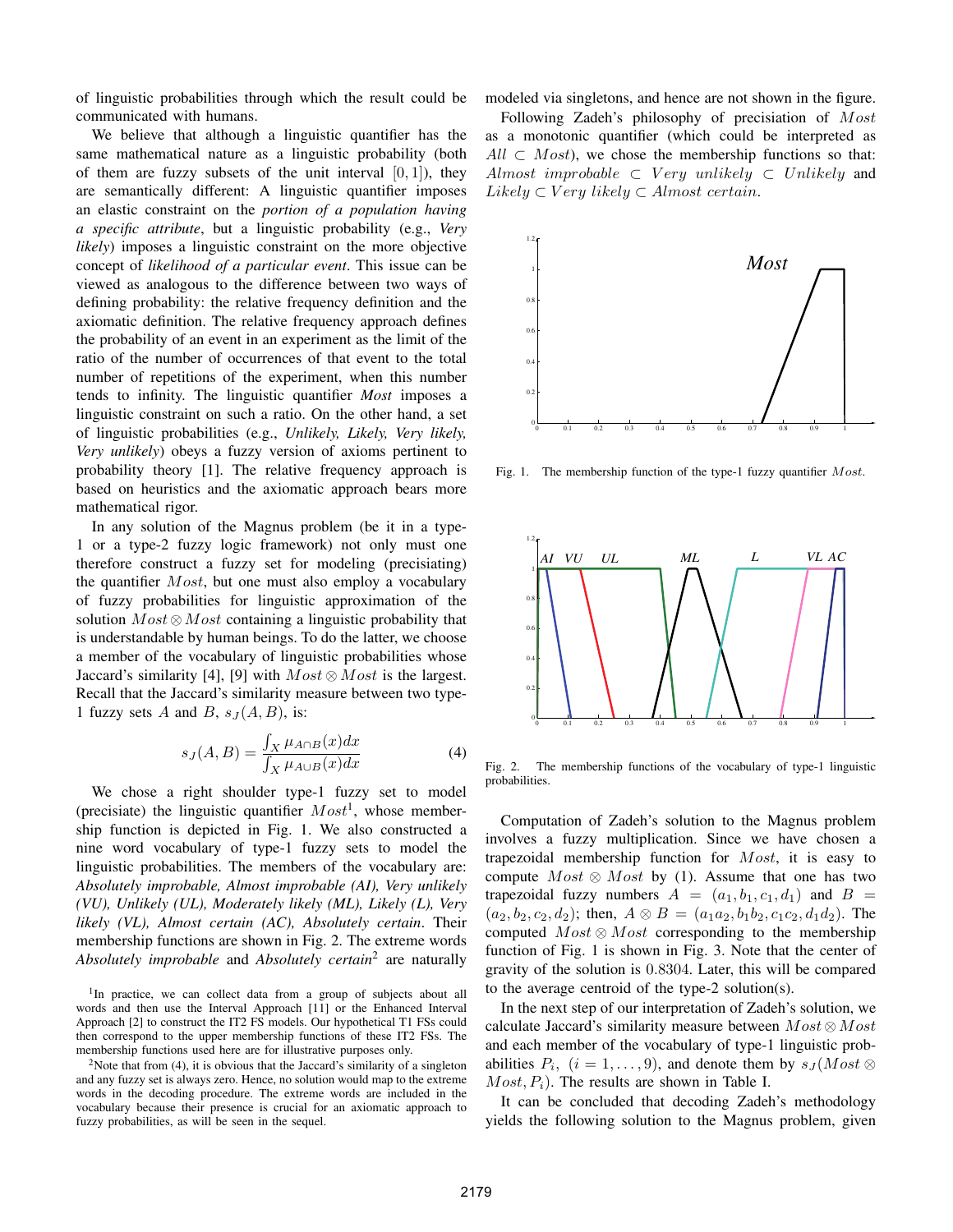of linguistic probabilities through which the result could be communicated with humans.

We believe that although a linguistic quantifier has the same mathematical nature as a linguistic probability (both of them are fuzzy subsets of the unit interval $[0,1]$), they are semantically different: A linguistic quantifier imposes an elastic constraint on the *portion of a population having a specific attribute*, but a linguistic probability (e.g., *Very likely*) imposes a linguistic constraint on the more objective concept of *likelihood of a particular event*. This issue can be viewed as analogous to the difference between two ways of defining probability: the relative frequency definition and the axiomatic definition. The relative frequency approach defines the probability of an event in an experiment as the limit of the ratio of the number of occurrences of that event to the total number of repetitions of the experiment, when this number tends to infinity. The linguistic quantifier *Most* imposes a linguistic constraint on such a ratio. On the other hand, a set of linguistic probabilities (e.g., *Unlikely, Likely, Very likely, Very unlikely*) obeys a fuzzy version of axioms pertinent to probability theory [1]. The relative frequency approach is based on heuristics and the axiomatic approach bears more mathematical rigor.

In any solution of the Magnus problem (be it in a type-1 or a type-2 fuzzy logic framework) not only must one therefore construct a fuzzy set for modeling (precisiating) the quantifier $Most$, but one must also employ a vocabulary of fuzzy probabilities for linguistic approximation of the solution $Most \otimes Most$ containing a linguistic probability that is understandable by human beings. To do the latter, we choose a member of the vocabulary of linguistic probabilities whose Jaccard's similarity [4], [9] with $Most \otimes Most$ is the largest. Recall that the Jaccard's similarity measure between two type-1 fuzzy sets $A$ and $B$, $s_J(A,B)$, is:

$$s_J(A,B) = \frac{\int_X \mu_{A\cap B}(x)dx}{\int_X \mu_{A\cup B}(x)dx} \tag{4}$$

We chose a right shoulder type-1 fuzzy set to model (precisiate) the linguistic quantifier $Most$[1], whose membership function is depicted in Fig. 1. We also constructed a nine word vocabulary of type-1 fuzzy sets to model the linguistic probabilities. The members of the vocabulary are: *Absolutely improbable, Almost improbable (AI), Very unlikely (VU), Unlikely (UL), Moderately likely (ML), Likely (L), Very likely (VL), Almost certain (AC), Absolutely certain*. Their membership functions are shown in Fig. 2. The extreme words *Absolutely improbable* and *Absolutely certain*[2] are naturally modeled via singletons, and hence are not shown in the figure.

Following Zadeh's philosophy of precisiation of $Most$ as a monotonic quantifier (which could be interpreted as $All \subset Most$), we chose the membership functions so that: $Almost\ improbable \subset Very\ unlikely \subset Unlikely$ and $Likely \subset Very\ likely \subset Almost\ certain$.

Fig. 1. The membership function of the type-1 fuzzy quantifier $Most$.

Fig. 2. The membership functions of the vocabulary of type-1 linguistic probabilities.

Computation of Zadeh's solution to the Magnus problem involves a fuzzy multiplication. Since we have chosen a trapezoidal membership function for $Most$, it is easy to compute $Most \otimes Most$ by (1). Assume that one has two trapezoidal fuzzy numbers $A = (a_1, b_1, c_1, d_1)$ and $B = (a_2, b_2, c_2, d_2)$; then, $A \otimes B = (a_1a_2, b_1b_2, c_1c_2, d_1d_2)$. The computed $Most \otimes Most$ corresponding to the membership function of Fig. 1 is shown in Fig. 3. Note that the center of gravity of the solution is $0.8304$. Later, this will be compared to the average centroid of the type-2 solution(s).

In the next step of our interpretation of Zadeh's solution, we calculate Jaccard's similarity measure between $Most \otimes Most$ and each member of the vocabulary of type-1 linguistic probabilities $P_i$, $(i = 1, \ldots, 9)$, and denote them by $s_J(Most \otimes Most, P_i)$. The results are shown in Table I.

It can be concluded that decoding Zadeh's methodology yields the following solution to the Magnus problem, given

[1] In practice, we can collect data from a group of subjects about all words and then use the Interval Approach [11] or the Enhanced Interval Approach [2] to construct the IT2 FS models. Our hypothetical T1 FSs could then correspond to the upper membership functions of these IT2 FSs. The membership functions used here are for illustrative purposes only.

[2] Note that from (4), it is obvious that the Jaccard's similarity of a singleton and any fuzzy set is always zero. Hence, no solution would map to the extreme words in the decoding procedure. The extreme words are included in the vocabulary because their presence is crucial for an axiomatic approach to fuzzy probabilities, as will be seen in the sequel.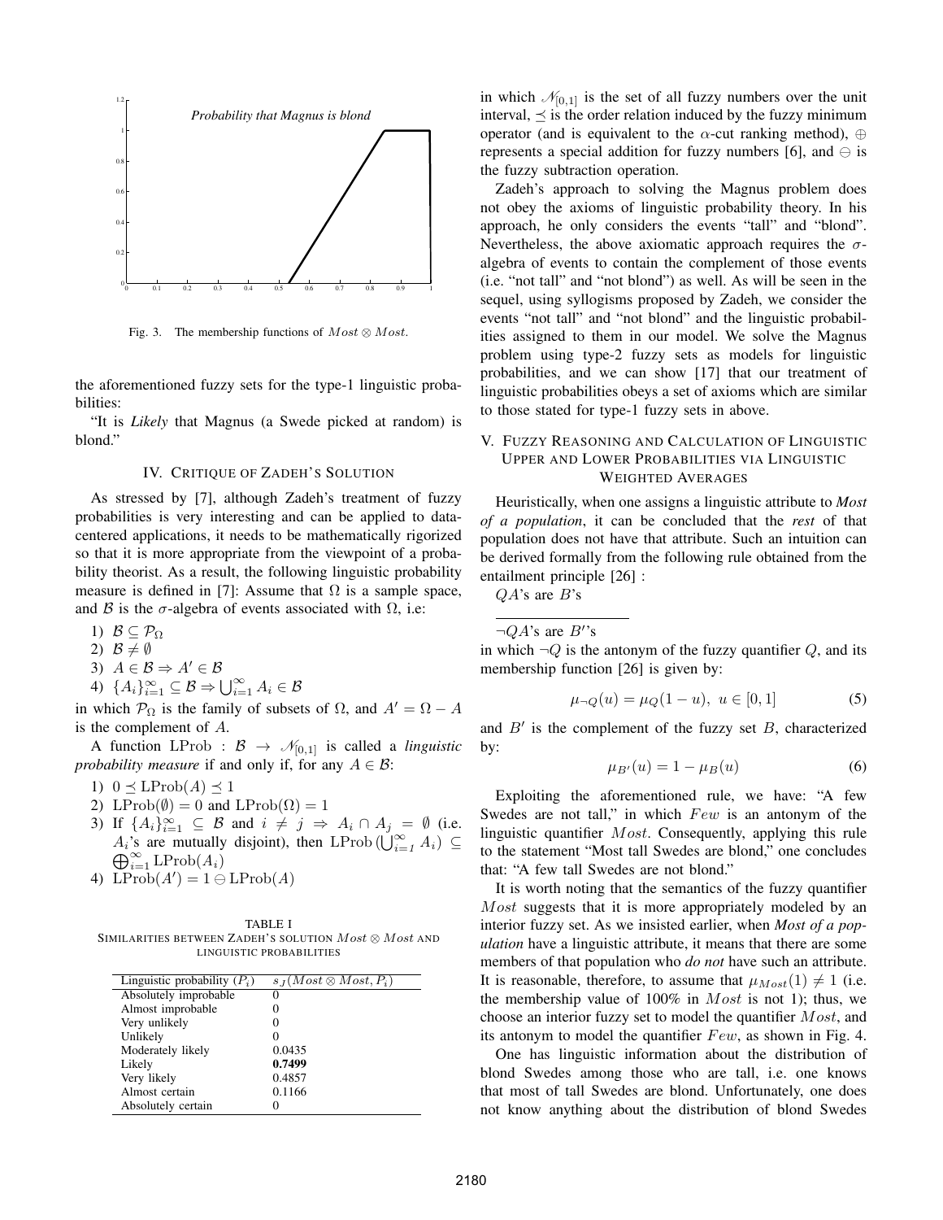Fig. 3. The membership functions of $Most \otimes Most$.

the aforementioned fuzzy sets for the type-1 linguistic probabilities:

"It is *Likely* that Magnus (a Swede picked at random) is blond."

## IV. Critique of Zadeh's Solution

As stressed by [7], although Zadeh's treatment of fuzzy probabilities is very interesting and can be applied to data-centered applications, it needs to be mathematically rigorized so that it is more appropriate from the viewpoint of a probability theorist. As a result, the following linguistic probability measure is defined in [7]: Assume that $\Omega$ is a sample space, and $\mathcal{B}$ is the $\sigma$-algebra of events associated with $\Omega$, i.e:

1) $\mathcal{B} \subseteq \mathcal{P}_\Omega$
2) $\mathcal{B} \neq \emptyset$
3) $A \in \mathcal{B} \Rightarrow A' \in \mathcal{B}$
4) $\{A_i\}_{i=1}^{\infty} \subseteq \mathcal{B} \Rightarrow \bigcup_{i=1}^{\infty} A_i \in \mathcal{B}$

in which $\mathcal{P}_\Omega$ is the family of subsets of $\Omega$, and $A' = \Omega - A$ is the complement of $A$.

A function $\mathrm{LProb} : \mathcal{B} \rightarrow \mathscr{N}_{[0,1]}$ is called a *linguistic probability measure* if and only if, for any $A \in \mathcal{B}$:

1) $0 \preceq \mathrm{LProb}(A) \preceq 1$
2) $\mathrm{LProb}(\emptyset) = 0$ and $\mathrm{LProb}(\Omega) = 1$
3) If $\{A_i\}_{i=1}^{\infty} \subseteq \mathcal{B}$ and $i \neq j \Rightarrow A_i \cap A_j = \emptyset$ (i.e. $A_i$'s are mutually disjoint), then $\mathrm{LProb}\left(\bigcup_{i=1}^{\infty} A_i\right) \subseteq \bigoplus_{i=1}^{\infty} \mathrm{LProb}(A_i)$
4) $\mathrm{LProb}(A') = 1 \ominus \mathrm{LProb}(A)$

TABLE I
Similarities between Zadeh's solution $Most \otimes Most$ and linguistic probabilities

| Linguistic probability ($P_i$) | $s_J(Most \otimes Most, P_i)$ |
|---|---|
| Absolutely improbable | 0 |
| Almost improbable | 0 |
| Very unlikely | 0 |
| Unlikely | 0 |
| Moderately likely | 0.0435 |
| Likely | **0.7499** |
| Very likely | 0.4857 |
| Almost certain | 0.1166 |
| Absolutely certain | 0 |

in which $\mathscr{N}_{[0,1]}$ is the set of all fuzzy numbers over the unit interval, $\preceq$ is the order relation induced by the fuzzy minimum operator (and is equivalent to the $\alpha$-cut ranking method), $\oplus$ represents a special addition for fuzzy numbers [6], and $\ominus$ is the fuzzy subtraction operation.

Zadeh's approach to solving the Magnus problem does not obey the axioms of linguistic probability theory. In his approach, he only considers the events "tall" and "blond". Nevertheless, the above axiomatic approach requires the $\sigma$-algebra of events to contain the complement of those events (i.e. "not tall" and "not blond") as well. As will be seen in the sequel, using syllogisms proposed by Zadeh, we consider the events "not tall" and "not blond" and the linguistic probabilities assigned to them in our model. We solve the Magnus problem using type-2 fuzzy sets as models for linguistic probabilities, and we can show [17] that our treatment of linguistic probabilities obeys a set of axioms which are similar to those stated for type-1 fuzzy sets in above.

## V. Fuzzy Reasoning and Calculation of Linguistic Upper and Lower Probabilities via Linguistic Weighted Averages

Heuristically, when one assigns a linguistic attribute to *Most of a population*, it can be concluded that the *rest* of that population does not have that attribute. Such an intuition can be derived formally from the following rule obtained from the entailment principle [26] :

$QA$'s are $B$'s

$\neg QA$'s are $B'$'s

in which $\neg Q$ is the antonym of the fuzzy quantifier $Q$, and its membership function [26] is given by:

$$\mu_{\neg Q}(u) = \mu_Q(1-u),\ u \in [0,1] \tag{5}$$

and $B'$ is the complement of the fuzzy set $B$, characterized by:

$$\mu_{B'}(u) = 1 - \mu_B(u) \tag{6}$$

Exploiting the aforementioned rule, we have: "A few Swedes are not tall," in which $Few$ is an antonym of the linguistic quantifier $Most$. Consequently, applying this rule to the statement "Most tall Swedes are blond," one concludes that: "A few tall Swedes are not blond."

It is worth noting that the semantics of the fuzzy quantifier $Most$ suggests that it is more appropriately modeled by an interior fuzzy set. As we insisted earlier, when *Most of a population* have a linguistic attribute, it means that there are some members of that population who *do not* have such an attribute. It is reasonable, therefore, to assume that $\mu_{Most}(1) \neq 1$ (i.e. the membership value of 100% in $Most$ is not 1); thus, we choose an interior fuzzy set to model the quantifier $Most$, and its antonym to model the quantifier $Few$, as shown in Fig. 4.

One has linguistic information about the distribution of blond Swedes among those who are tall, i.e. one knows that most of tall Swedes are blond. Unfortunately, one does not know anything about the distribution of blond Swedes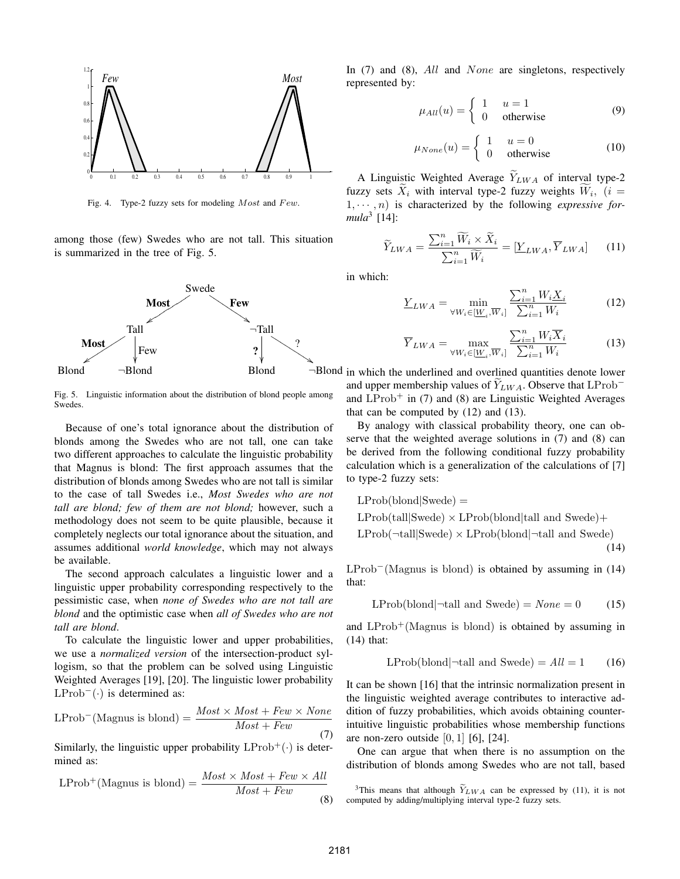Fig. 4. Type-2 fuzzy sets for modeling $Most$ and $Few$.

among those (few) Swedes who are not tall. This situation is summarized in the tree of Fig. 5.

Fig. 5. Linguistic information about the distribution of blond people among Swedes.

Because of one's total ignorance about the distribution of blonds among the Swedes who are not tall, one can take two different approaches to calculate the linguistic probability that Magnus is blond: The first approach assumes that the distribution of blonds among Swedes who are not tall is similar to the case of tall Swedes i.e., *Most Swedes who are not tall are blond; few of them are not blond;* however, such a methodology does not seem to be quite plausible, because it completely neglects our total ignorance about the situation, and assumes additional *world knowledge*, which may not always be available.

The second approach calculates a linguistic lower and a linguistic upper probability corresponding respectively to the pessimistic case, when *none of Swedes who are not tall are blond* and the optimistic case when *all of Swedes who are not tall are blond*.

To calculate the linguistic lower and upper probabilities, we use a *normalized version* of the intersection-product syllogism, so that the problem can be solved using Linguistic Weighted Averages [19], [20]. The linguistic lower probability $\text{LProb}^{-}(\cdot)$ is determined as:

$$\text{LProb}^{-}(\text{Magnus is blond}) = \frac{Most \times Most + Few \times None}{Most + Few} \tag{7}$$

Similarly, the linguistic upper probability $\text{LProb}^{+}(\cdot)$ is determined as:

$$\text{LProb}^{+}(\text{Magnus is blond}) = \frac{Most \times Most + Few \times All}{Most + Few} \tag{8}$$

In (7) and (8), $All$ and $None$ are singletons, respectively represented by:

$$\mu_{All}(u) = \begin{cases} 1 & u = 1 \\ 0 & \text{otherwise} \end{cases} \tag{9}$$

$$\mu_{None}(u) = \begin{cases} 1 & u = 0 \\ 0 & \text{otherwise} \end{cases} \tag{10}$$

A Linguistic Weighted Average $\widetilde{Y}_{LWA}$ of interval type-2 fuzzy sets $\widetilde{X}_i$ with interval type-2 fuzzy weights $\widetilde{W}_i$, $(i = 1, \cdots, n)$ is characterized by the following *expressive formula*[3] [14]:

$$\widetilde{Y}_{LWA} = \frac{\sum_{i=1}^{n} \widetilde{W}_i \times \widetilde{X}_i}{\sum_{i=1}^{n} \widetilde{W}_i} = [\underline{Y}_{LWA}, \overline{Y}_{LWA}] \tag{11}$$

in which:

$$\underline{Y}_{LWA} = \min_{\forall W_i \in [\underline{W}_i, \overline{W}_i]} \frac{\sum_{i=1}^{n} W_i \underline{X}_i}{\sum_{i=1}^{n} W_i} \tag{12}$$

$$\overline{Y}_{LWA} = \max_{\forall W_i \in [\underline{W}_i, \overline{W}_i]} \frac{\sum_{i=1}^{n} W_i \overline{X}_i}{\sum_{i=1}^{n} W_i} \tag{13}$$

in which the underlined and overlined quantities denote lower and upper membership values of $\widetilde{Y}_{LWA}$. Observe that $\text{LProb}^{-}$ and $\text{LProb}^{+}$ in (7) and (8) are Linguistic Weighted Averages that can be computed by (12) and (13).

By analogy with classical probability theory, one can observe that the weighted average solutions in (7) and (8) can be derived from the following conditional fuzzy probability calculation which is a generalization of the calculations of [7] to type-2 fuzzy sets:

$$\begin{aligned} &\text{LProb(blond|Swede)} = \\ &\text{LProb(tall|Swede)} \times \text{LProb(blond|tall and Swede)} + \\ &\text{LProb}(\neg\text{tall|Swede}) \times \text{LProb(blond|}\neg\text{tall and Swede)} \end{aligned} \tag{14}$$

$\text{LProb}^{-}$(Magnus is blond) is obtained by assuming in (14) that:

$$\text{LProb(blond|}\neg\text{tall and Swede)} = None = 0 \tag{15}$$

and $\text{LProb}^{+}$(Magnus is blond) is obtained by assuming in (14) that:

$$\text{LProb(blond|}\neg\text{tall and Swede)} = All = 1 \tag{16}$$

It can be shown [16] that the intrinsic normalization present in the linguistic weighted average contributes to interactive addition of fuzzy probabilities, which avoids obtaining counter-intuitive linguistic probabilities whose membership functions are non-zero outside $[0, 1]$ [6], [24].

One can argue that when there is no assumption on the distribution of blonds among Swedes who are not tall, based

[3]This means that although $\widetilde{Y}_{LWA}$ can be expressed by (11), it is not computed by adding/multiplying interval type-2 fuzzy sets.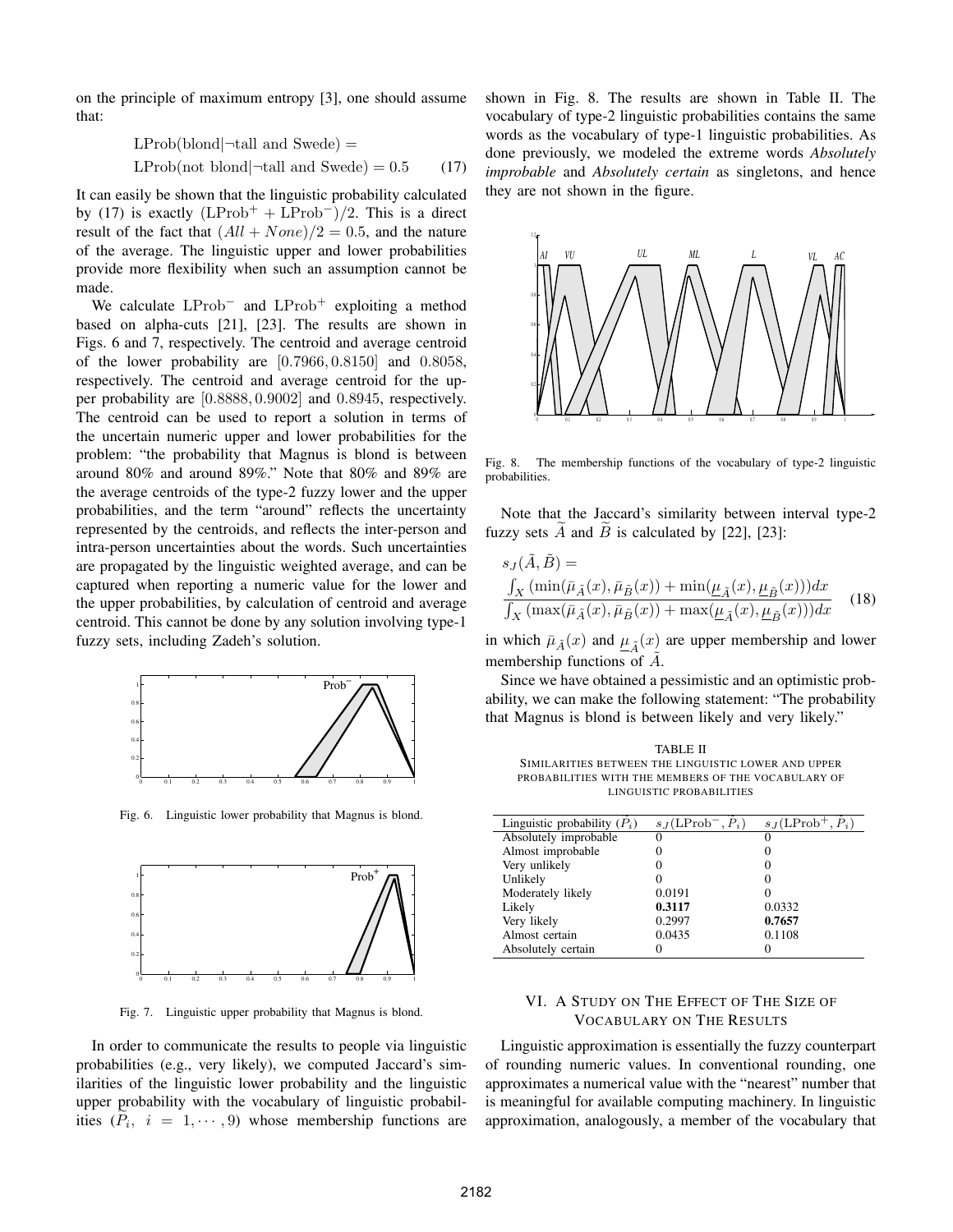on the principle of maximum entropy [3], one should assume that:

$$\begin{aligned}&\text{LProb}(\text{blond}|\neg\text{tall and Swede}) = \\ &\text{LProb}(\text{not blond}|\neg\text{tall and Swede}) = 0.5 \end{aligned} \quad (17)$$

It can easily be shown that the linguistic probability calculated by (17) is exactly $(\text{LProb}^+ + \text{LProb}^-)/2$. This is a direct result of the fact that $(All + None)/2 = 0.5$, and the nature of the average. The linguistic upper and lower probabilities provide more flexibility when such an assumption cannot be made.

We calculate $\text{LProb}^-$ and $\text{LProb}^+$ exploiting a method based on alpha-cuts [21], [23]. The results are shown in Figs. 6 and 7, respectively. The centroid and average centroid of the lower probability are $[0.7966, 0.8150]$ and $0.8058$, respectively. The centroid and average centroid for the upper probability are $[0.8888, 0.9002]$ and $0.8945$, respectively. The centroid can be used to report a solution in terms of the uncertain numeric upper and lower probabilities for the problem: "the probability that Magnus is blond is between around 80% and around 89%." Note that 80% and 89% are the average centroids of the type-2 fuzzy lower and the upper probabilities, and the term "around" reflects the uncertainty represented by the centroids, and reflects the inter-person and intra-person uncertainties about the words. Such uncertainties are propagated by the linguistic weighted average, and can be captured when reporting a numeric value for the lower and the upper probabilities, by calculation of centroid and average centroid. This cannot be done by any solution involving type-1 fuzzy sets, including Zadeh's solution.

Fig. 6. Linguistic lower probability that Magnus is blond.

Fig. 7. Linguistic upper probability that Magnus is blond.

In order to communicate the results to people via linguistic probabilities (e.g., very likely), we computed Jaccard's similarities of the linguistic lower probability and the linguistic upper probability with the vocabulary of linguistic probabilities ($\widetilde{P}_i,\ i = 1, \cdots, 9$) whose membership functions are shown in Fig. 8. The results are shown in Table II. The vocabulary of type-2 linguistic probabilities contains the same words as the vocabulary of type-1 linguistic probabilities. As done previously, we modeled the extreme words *Absolutely improbable* and *Absolutely certain* as singletons, and hence they are not shown in the figure.

Fig. 8. The membership functions of the vocabulary of type-2 linguistic probabilities.

Note that the Jaccard's similarity between interval type-2 fuzzy sets $\widetilde{A}$ and $\widetilde{B}$ is calculated by [22], [23]:

$$s_J(\tilde{A}, \tilde{B}) = \frac{\int_X (\min(\bar{\mu}_{\tilde{A}}(x), \bar{\mu}_{\tilde{B}}(x)) + \min(\underline{\mu}_{\tilde{A}}(x), \underline{\mu}_{\tilde{B}}(x)))dx}{\int_X (\max(\bar{\mu}_{\tilde{A}}(x), \bar{\mu}_{\tilde{B}}(x)) + \max(\underline{\mu}_{\tilde{A}}(x), \underline{\mu}_{\tilde{B}}(x)))dx} \quad (18)$$

in which $\bar{\mu}_{\tilde{A}}(x)$ and $\underline{\mu}_{\tilde{A}}(x)$ are upper membership and lower membership functions of $\tilde{A}$.

Since we have obtained a pessimistic and an optimistic probability, we can make the following statement: "The probability that Magnus is blond is between likely and very likely."

TABLE II
SIMILARITIES BETWEEN THE LINGUISTIC LOWER AND UPPER PROBABILITIES WITH THE MEMBERS OF THE VOCABULARY OF LINGUISTIC PROBABILITIES

| Linguistic probability ($\tilde{P}_i$) | $s_J(\text{LProb}^-, \tilde{P}_i)$ | $s_J(\text{LProb}^+, \tilde{P}_i)$ |
|---|---|---|
| Absolutely improbable | 0 | 0 |
| Almost improbable | 0 | 0 |
| Very unlikely | 0 | 0 |
| Unlikely | 0 | 0 |
| Moderately likely | 0.0191 | 0 |
| Likely | **0.3117** | 0.0332 |
| Very likely | 0.2997 | **0.7657** |
| Almost certain | 0.0435 | 0.1108 |
| Absolutely certain | 0 | 0 |

## VI. A Study on the Effect of the Size of Vocabulary on the Results

Linguistic approximation is essentially the fuzzy counterpart of rounding numeric values. In conventional rounding, one approximates a numerical value with the "nearest" number that is meaningful for available computing machinery. In linguistic approximation, analogously, a member of the vocabulary that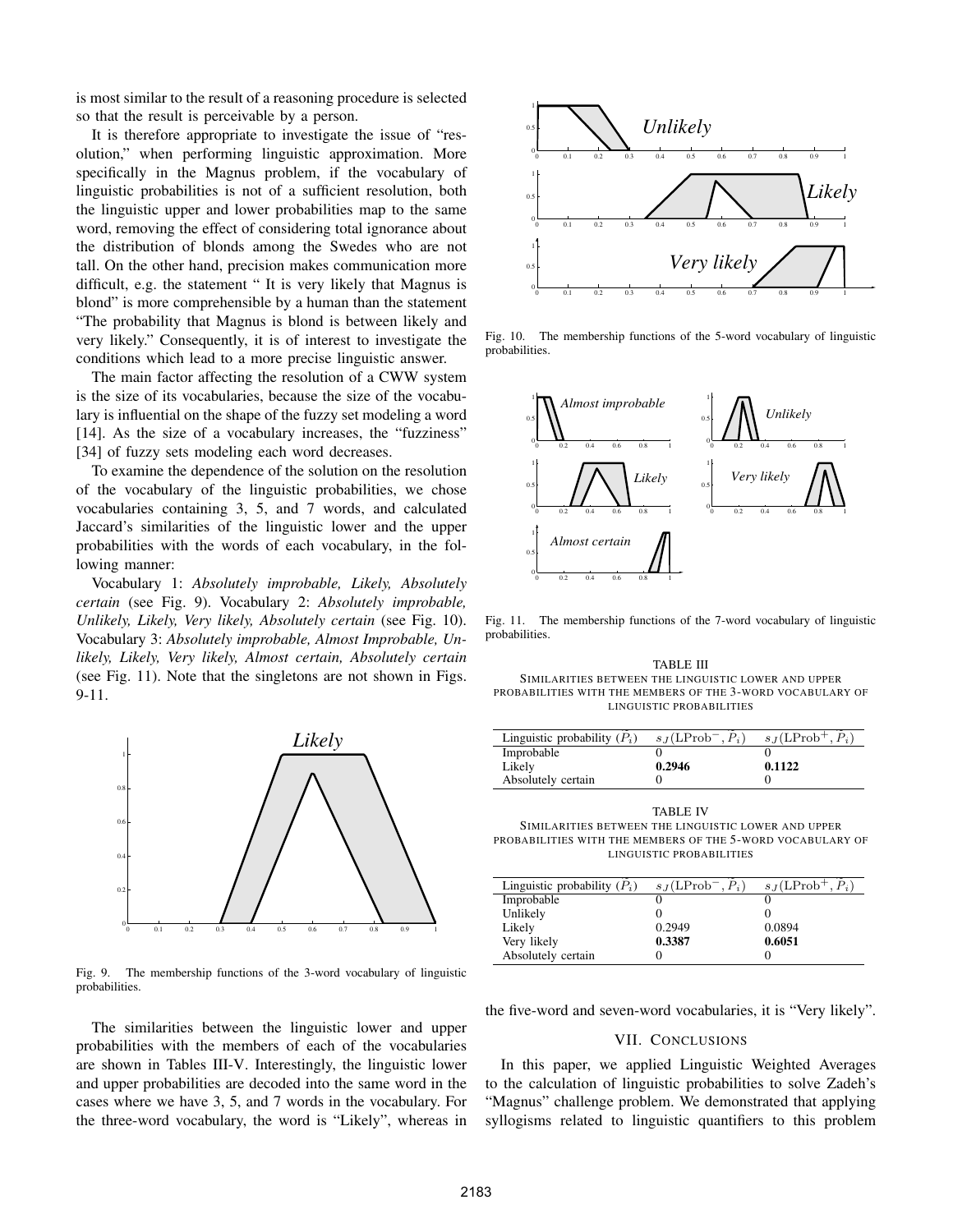is most similar to the result of a reasoning procedure is selected so that the result is perceivable by a person.

It is therefore appropriate to investigate the issue of "resolution," when performing linguistic approximation. More specifically in the Magnus problem, if the vocabulary of linguistic probabilities is not of a sufficient resolution, both the linguistic upper and lower probabilities map to the same word, removing the effect of considering total ignorance about the distribution of blonds among the Swedes who are not tall. On the other hand, precision makes communication more difficult, e.g. the statement " It is very likely that Magnus is blond" is more comprehensible by a human than the statement "The probability that Magnus is blond is between likely and very likely." Consequently, it is of interest to investigate the conditions which lead to a more precise linguistic answer.

The main factor affecting the resolution of a CWW system is the size of its vocabularies, because the size of the vocabulary is influential on the shape of the fuzzy set modeling a word [14]. As the size of a vocabulary increases, the "fuzziness" [34] of fuzzy sets modeling each word decreases.

To examine the dependence of the solution on the resolution of the vocabulary of the linguistic probabilities, we chose vocabularies containing 3, 5, and 7 words, and calculated Jaccard's similarities of the linguistic lower and the upper probabilities with the words of each vocabulary, in the following manner:

Vocabulary 1: *Absolutely improbable, Likely, Absolutely certain* (see Fig. 9). Vocabulary 2: *Absolutely improbable, Unlikely, Likely, Very likely, Absolutely certain* (see Fig. 10). Vocabulary 3: *Absolutely improbable, Almost Improbable, Unlikely, Likely, Very likely, Almost certain, Absolutely certain* (see Fig. 11). Note that the singletons are not shown in Figs. 9-11.

Fig. 9. The membership functions of the 3-word vocabulary of linguistic probabilities.

The similarities between the linguistic lower and upper probabilities with the members of each of the vocabularies are shown in Tables III-V. Interestingly, the linguistic lower and upper probabilities are decoded into the same word in the cases where we have 3, 5, and 7 words in the vocabulary. For the three-word vocabulary, the word is "Likely", whereas in the five-word and seven-word vocabularies, it is "Very likely".

Fig. 10. The membership functions of the 5-word vocabulary of linguistic probabilities.

Fig. 11. The membership functions of the 7-word vocabulary of linguistic probabilities.

TABLE III
SIMILARITIES BETWEEN THE LINGUISTIC LOWER AND UPPER PROBABILITIES WITH THE MEMBERS OF THE 3-WORD VOCABULARY OF LINGUISTIC PROBABILITIES

| Linguistic probability ($\tilde{P}_i$) | $s_J(\text{LProb}^-, \tilde{P}_i)$ | $s_J(\text{LProb}^+, \tilde{P}_i)$ |
|---|---|---|
| Improbable | 0 | 0 |
| Likely | **0.2946** | **0.1122** |
| Absolutely certain | 0 | 0 |

TABLE IV
SIMILARITIES BETWEEN THE LINGUISTIC LOWER AND UPPER PROBABILITIES WITH THE MEMBERS OF THE 5-WORD VOCABULARY OF LINGUISTIC PROBABILITIES

| Linguistic probability ($\tilde{P}_i$) | $s_J(\text{LProb}^-, \tilde{P}_i)$ | $s_J(\text{LProb}^+, \tilde{P}_i)$ |
|---|---|---|
| Improbable | 0 | 0 |
| Unlikely | 0 | 0 |
| Likely | 0.2949 | 0.0894 |
| Very likely | **0.3387** | **0.6051** |
| Absolutely certain | 0 | 0 |

## VII. Conclusions

In this paper, we applied Linguistic Weighted Averages to the calculation of linguistic probabilities to solve Zadeh's "Magnus" challenge problem. We demonstrated that applying syllogisms related to linguistic quantifiers to this problem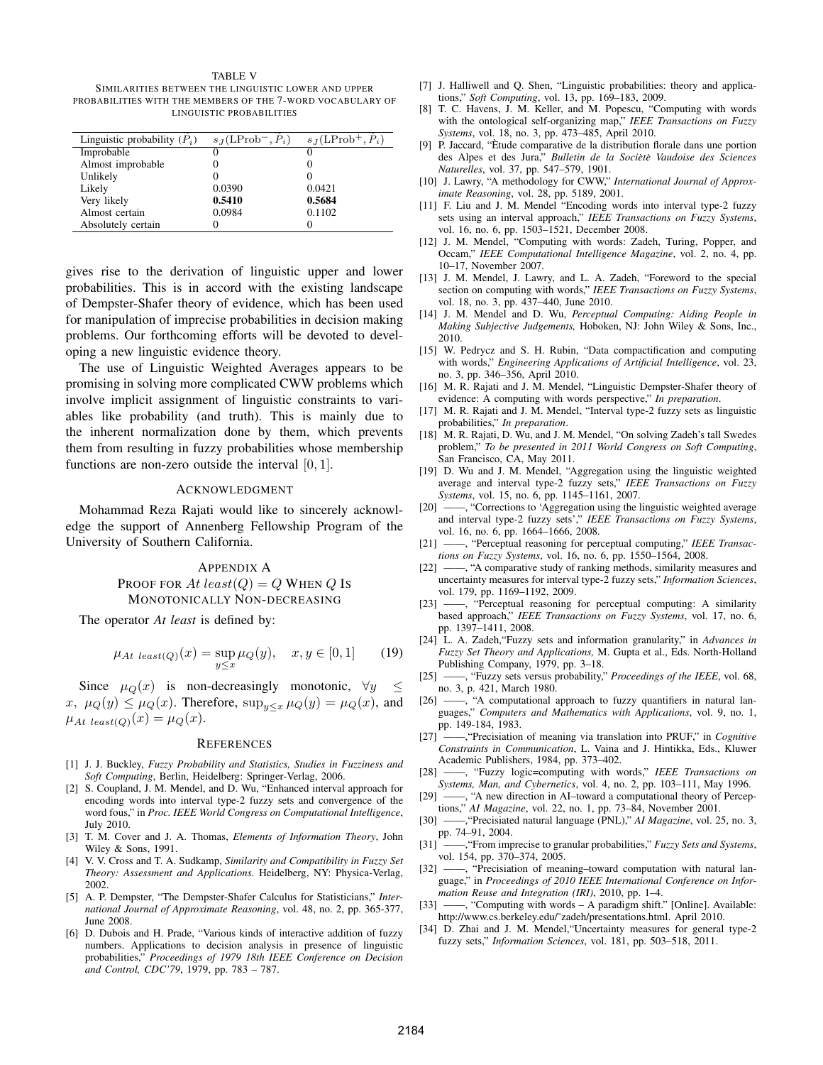TABLE V
SIMILARITIES BETWEEN THE LINGUISTIC LOWER AND UPPER PROBABILITIES WITH THE MEMBERS OF THE 7-WORD VOCABULARY OF LINGUISTIC PROBABILITIES

| Linguistic probability ($\tilde{P}_i$) | $s_J(\text{LProb}^-, \tilde{P}_i)$ | $s_J(\text{LProb}^+, \tilde{P}_i)$ |
|---|---|---|
| Improbable | 0 | 0 |
| Almost improbable | 0 | 0 |
| Unlikely | 0 | 0 |
| Likely | 0.0390 | 0.0421 |
| Very likely | **0.5410** | **0.5684** |
| Almost certain | 0.0984 | 0.1102 |
| Absolutely certain | 0 | 0 |

gives rise to the derivation of linguistic upper and lower probabilities. This is in accord with the existing landscape of Dempster-Shafer theory of evidence, which has been used for manipulation of imprecise probabilities in decision making problems. Our forthcoming efforts will be devoted to developing a new linguistic evidence theory.

The use of Linguistic Weighted Averages appears to be promising in solving more complicated CWW problems which involve implicit assignment of linguistic constraints to variables like probability (and truth). This is mainly due to the inherent normalization done by them, which prevents them from resulting in fuzzy probabilities whose membership functions are non-zero outside the interval $[0, 1]$.

## ACKNOWLEDGMENT

Mohammad Reza Rajati would like to sincerely acknowledge the support of Annenberg Fellowship Program of the University of Southern California.

## APPENDIX A
## PROOF FOR $At\ least(Q) = Q$ WHEN $Q$ IS MONOTONICALLY NON-DECREASING

The operator *At least* is defined by:

$$\mu_{At\ least(Q)}(x) = \sup_{y \leq x} \mu_Q(y), \quad x, y \in [0, 1] \tag{19}$$

Since $\mu_Q(x)$ is non-decreasingly monotonic, $\forall y \leq x$, $\mu_Q(y) \leq \mu_Q(x)$. Therefore, $\sup_{y \leq x} \mu_Q(y) = \mu_Q(x)$, and $\mu_{At\ least(Q)}(x) = \mu_Q(x)$.

## REFERENCES

[1] J. J. Buckley, *Fuzzy Probability and Statistics, Studies in Fuzziness and Soft Computing*, Berlin, Heidelberg: Springer-Verlag, 2006.

[2] S. Coupland, J. M. Mendel, and D. Wu, "Enhanced interval approach for encoding words into interval type-2 fuzzy sets and convergence of the word fous," in *Proc. IEEE World Congress on Computational Intelligence*, July 2010.

[3] T. M. Cover and J. A. Thomas, *Elements of Information Theory*, John Wiley & Sons, 1991.

[4] V. V. Cross and T. A. Sudkamp, *Similarity and Compatibility in Fuzzy Set Theory: Assessment and Applications*. Heidelberg, NY: Physica-Verlag, 2002.

[5] A. P. Dempster, "The Dempster-Shafer Calculus for Statisticians," *International Journal of Approximate Reasoning*, vol. 48, no. 2, pp. 365-377, June 2008.

[6] D. Dubois and H. Prade, "Various kinds of interactive addition of fuzzy numbers. Applications to decision analysis in presence of linguistic probabilities," *Proceedings of 1979 18th IEEE Conference on Decision and Control, CDC'79*, 1979, pp. 783 – 787.

[7] J. Halliwell and Q. Shen, "Linguistic probabilities: theory and applications," *Soft Computing*, vol. 13, pp. 169–183, 2009.

[8] T. C. Havens, J. M. Keller, and M. Popescu, "Computing with words with the ontological self-organizing map," *IEEE Transactions on Fuzzy Systems*, vol. 18, no. 3, pp. 473–485, April 2010.

[9] P. Jaccard, "Ètude comparative de la distribution florale dans une portion des Alpes et des Jura," *Bulletin de la Socièté Vaudoise des Sciences Naturelles*, vol. 37, pp. 547–579, 1901.

[10] J. Lawry, "A methodology for CWW," *International Journal of Approximate Reasoning*, vol. 28, pp. 5189, 2001.

[11] F. Liu and J. M. Mendel "Encoding words into interval type-2 fuzzy sets using an interval approach," *IEEE Transactions on Fuzzy Systems*, vol. 16, no. 6, pp. 1503–1521, December 2008.

[12] J. M. Mendel, "Computing with words: Zadeh, Turing, Popper, and Occam," *IEEE Computational Intelligence Magazine*, vol. 2, no. 4, pp. 10–17, November 2007.

[13] J. M. Mendel, J. Lawry, and L. A. Zadeh, "Foreword to the special section on computing with words," *IEEE Transactions on Fuzzy Systems*, vol. 18, no. 3, pp. 437–440, June 2010.

[14] J. M. Mendel and D. Wu, *Perceptual Computing: Aiding People in Making Subjective Judgements,* Hoboken, NJ: John Wiley & Sons, Inc., 2010.

[15] W. Pedrycz and S. H. Rubin, "Data compactification and computing with words," *Engineering Applications of Artificial Intelligence*, vol. 23, no. 3, pp. 346–356, April 2010.

[16] M. R. Rajati and J. M. Mendel, "Linguistic Dempster-Shafer theory of evidence: A computing with words perspective," *In preparation*.

[17] M. R. Rajati and J. M. Mendel, "Interval type-2 fuzzy sets as linguistic probabilities," *In preparation*.

[18] M. R. Rajati, D. Wu, and J. M. Mendel, "On solving Zadeh's tall Swedes problem," *To be presented in 2011 World Congress on Soft Computing*, San Francisco, CA, May 2011.

[19] D. Wu and J. M. Mendel, "Aggregation using the linguistic weighted average and interval type-2 fuzzy sets," *IEEE Transactions on Fuzzy Systems*, vol. 15, no. 6, pp. 1145–1161, 2007.

[20] ——, "Corrections to 'Aggregation using the linguistic weighted average and interval type-2 fuzzy sets'," *IEEE Transactions on Fuzzy Systems*, vol. 16, no. 6, pp. 1664–1666, 2008.

[21] ——, "Perceptual reasoning for perceptual computing," *IEEE Transactions on Fuzzy Systems*, vol. 16, no. 6, pp. 1550–1564, 2008.

[22] ——, "A comparative study of ranking methods, similarity measures and uncertainty measures for interval type-2 fuzzy sets," *Information Sciences*, vol. 179, pp. 1169–1192, 2009.

[23] ——, "Perceptual reasoning for perceptual computing: A similarity based approach," *IEEE Transactions on Fuzzy Systems*, vol. 17, no. 6, pp. 1397–1411, 2008.

[24] L. A. Zadeh,"Fuzzy sets and information granularity," in *Advances in Fuzzy Set Theory and Applications,* M. Gupta et al., Eds. North-Holland Publishing Company, 1979, pp. 3–18.

[25] ——, "Fuzzy sets versus probability," *Proceedings of the IEEE*, vol. 68, no. 3, p. 421, March 1980.

[26] ——, "A computational approach to fuzzy quantifiers in natural languages," *Computers and Mathematics with Applications*, vol. 9, no. 1, pp. 149-184, 1983.

[27] ——,"Precisiation of meaning via translation into PRUF," in *Cognitive Constraints in Communication*, L. Vaina and J. Hintikka, Eds., Kluwer Academic Publishers, 1984, pp. 373–402.

[28] ——, "Fuzzy logic=computing with words," *IEEE Transactions on Systems, Man, and Cybernetics*, vol. 4, no. 2, pp. 103–111, May 1996.

[29] ——, "A new direction in AI–toward a computational theory of Perceptions," *AI Magazine*, vol. 22, no. 1, pp. 73–84, November 2001.

[30] ——,"Precisiated natural language (PNL)," *AI Magazine*, vol. 25, no. 3, pp. 74–91, 2004.

[31] ——,"From imprecise to granular probabilities," *Fuzzy Sets and Systems*, vol. 154, pp. 370–374, 2005.

[32] ——, "Precisiation of meaning–toward computation with natural language," in *Proceedings of 2010 IEEE International Conference on Information Reuse and Integration (IRI)*, 2010, pp. 1–4.

[33] ——, "Computing with words – A paradigm shift." [Online]. Available: http://www.cs.berkeley.edu/~zadeh/presentations.html. April 2010.

[34] D. Zhai and J. M. Mendel,"Uncertainty measures for general type-2 fuzzy sets," *Information Sciences*, vol. 181, pp. 503–518, 2011.